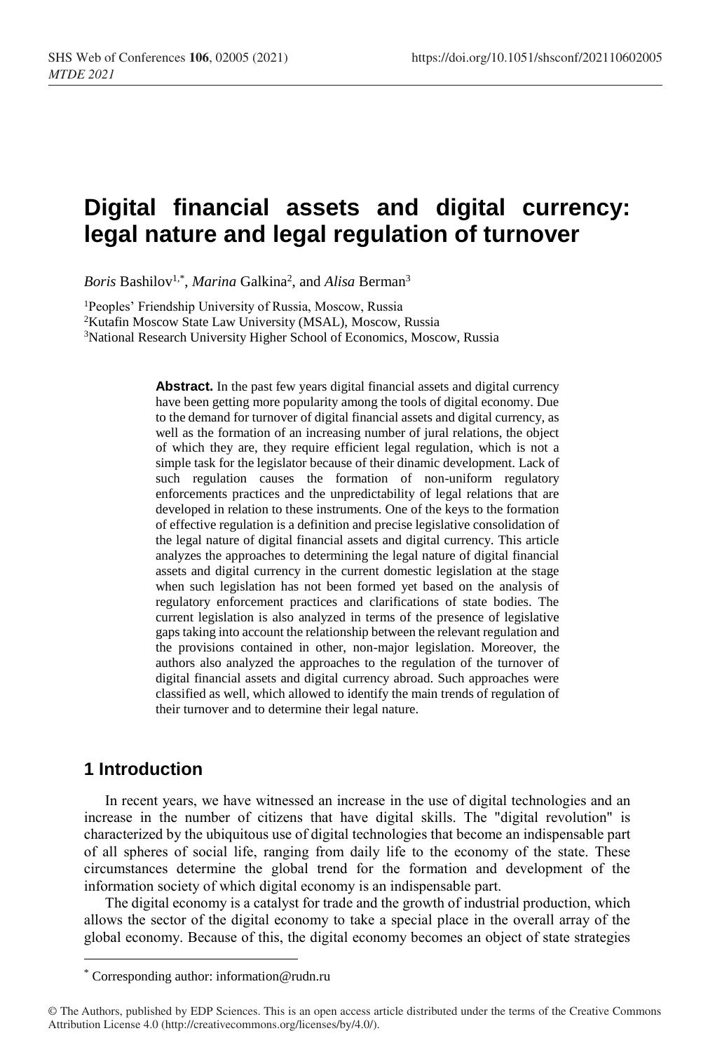# Digital financial assets and digital currency: legal nature and legal regulation of turnover

*Boris* Bashilov[1,*], *Marina* Galkina[2], and *Alisa* Berman[3]

[1]Peoples' Friendship University of Russia, Moscow, Russia
[2]Kutafin Moscow State Law University (MSAL), Moscow, Russia
[3]National Research University Higher School of Economics, Moscow, Russia

**Abstract.** In the past few years digital financial assets and digital currency have been getting more popularity among the tools of digital economy. Due to the demand for turnover of digital financial assets and digital currency, as well as the formation of an increasing number of jural relations, the object of which they are, they require efficient legal regulation, which is not a simple task for the legislator because of their dinamic development. Lack of such regulation causes the formation of non-uniform regulatory enforcements practices and the unpredictability of legal relations that are developed in relation to these instruments. One of the keys to the formation of effective regulation is a definition and precise legislative consolidation of the legal nature of digital financial assets and digital currency. This article analyzes the approaches to determining the legal nature of digital financial assets and digital currency in the current domestic legislation at the stage when such legislation has not been formed yet based on the analysis of regulatory enforcement practices and clarifications of state bodies. The current legislation is also analyzed in terms of the presence of legislative gaps taking into account the relationship between the relevant regulation and the provisions contained in other, non-major legislation. Moreover, the authors also analyzed the approaches to the regulation of the turnover of digital financial assets and digital currency abroad. Such approaches were classified as well, which allowed to identify the main trends of regulation of their turnover and to determine their legal nature.

## 1 Introduction

In recent years, we have witnessed an increase in the use of digital technologies and an increase in the number of citizens that have digital skills. The "digital revolution" is characterized by the ubiquitous use of digital technologies that become an indispensable part of all spheres of social life, ranging from daily life to the economy of the state. These circumstances determine the global trend for the formation and development of the information society of which digital economy is an indispensable part.

The digital economy is a catalyst for trade and the growth of industrial production, which allows the sector of the digital economy to take a special place in the overall array of the global economy. Because of this, the digital economy becomes an object of state strategies

---

[*] Corresponding author: information@rudn.ru

© The Authors, published by EDP Sciences. This is an open access article distributed under the terms of the Creative Commons Attribution License 4.0 (http://creativecommons.org/licenses/by/4.0/).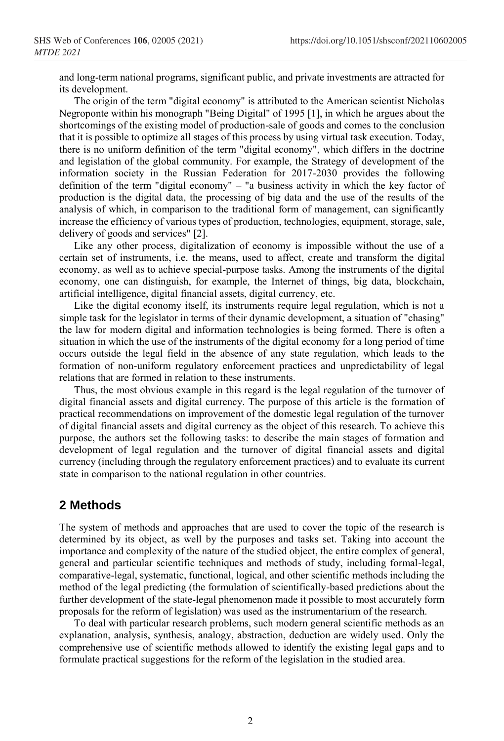and long-term national programs, significant public, and private investments are attracted for its development.

The origin of the term "digital economy" is attributed to the American scientist Nicholas Negroponte within his monograph "Being Digital" of 1995 [1], in which he argues about the shortcomings of the existing model of production-sale of goods and comes to the conclusion that it is possible to optimize all stages of this process by using virtual task execution. Today, there is no uniform definition of the term "digital economy", which differs in the doctrine and legislation of the global community. For example, the Strategy of development of the information society in the Russian Federation for 2017-2030 provides the following definition of the term "digital economy" – "a business activity in which the key factor of production is the digital data, the processing of big data and the use of the results of the analysis of which, in comparison to the traditional form of management, can significantly increase the efficiency of various types of production, technologies, equipment, storage, sale, delivery of goods and services" [2].

Like any other process, digitalization of economy is impossible without the use of a certain set of instruments, i.e. the means, used to affect, create and transform the digital economy, as well as to achieve special-purpose tasks. Among the instruments of the digital economy, one can distinguish, for example, the Internet of things, big data, blockchain, artificial intelligence, digital financial assets, digital currency, etc.

Like the digital economy itself, its instruments require legal regulation, which is not a simple task for the legislator in terms of their dynamic development, a situation of "chasing" the law for modern digital and information technologies is being formed. There is often a situation in which the use of the instruments of the digital economy for a long period of time occurs outside the legal field in the absence of any state regulation, which leads to the formation of non-uniform regulatory enforcement practices and unpredictability of legal relations that are formed in relation to these instruments.

Thus, the most obvious example in this regard is the legal regulation of the turnover of digital financial assets and digital currency. The purpose of this article is the formation of practical recommendations on improvement of the domestic legal regulation of the turnover of digital financial assets and digital currency as the object of this research. To achieve this purpose, the authors set the following tasks: to describe the main stages of formation and development of legal regulation and the turnover of digital financial assets and digital currency (including through the regulatory enforcement practices) and to evaluate its current state in comparison to the national regulation in other countries.

## 2 Methods

The system of methods and approaches that are used to cover the topic of the research is determined by its object, as well by the purposes and tasks set. Taking into account the importance and complexity of the nature of the studied object, the entire complex of general, general and particular scientific techniques and methods of study, including formal-legal, comparative-legal, systematic, functional, logical, and other scientific methods including the method of the legal predicting (the formulation of scientifically-based predictions about the further development of the state-legal phenomenon made it possible to most accurately form proposals for the reform of legislation) was used as the instrumentarium of the research.

To deal with particular research problems, such modern general scientific methods as an explanation, analysis, synthesis, analogy, abstraction, deduction are widely used. Only the comprehensive use of scientific methods allowed to identify the existing legal gaps and to formulate practical suggestions for the reform of the legislation in the studied area.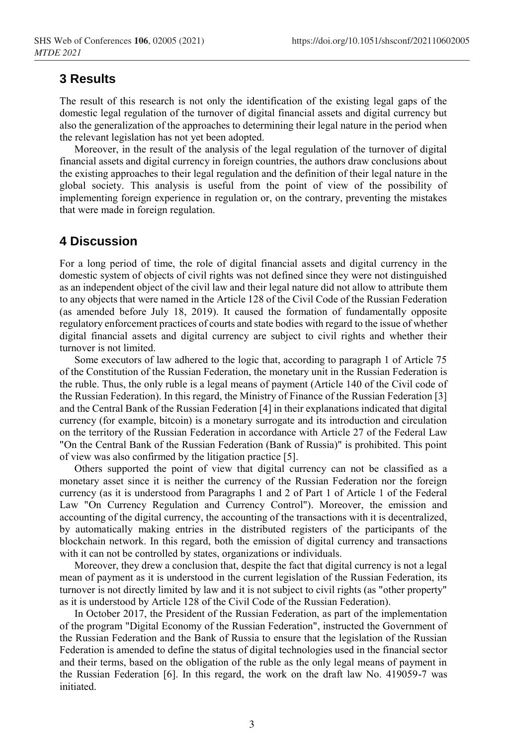## 3 Results

The result of this research is not only the identification of the existing legal gaps of the domestic legal regulation of the turnover of digital financial assets and digital currency but also the generalization of the approaches to determining their legal nature in the period when the relevant legislation has not yet been adopted.

Moreover, in the result of the analysis of the legal regulation of the turnover of digital financial assets and digital currency in foreign countries, the authors draw conclusions about the existing approaches to their legal regulation and the definition of their legal nature in the global society. This analysis is useful from the point of view of the possibility of implementing foreign experience in regulation or, on the contrary, preventing the mistakes that were made in foreign regulation.

## 4 Discussion

For a long period of time, the role of digital financial assets and digital currency in the domestic system of objects of civil rights was not defined since they were not distinguished as an independent object of the civil law and their legal nature did not allow to attribute them to any objects that were named in the Article 128 of the Civil Code of the Russian Federation (as amended before July 18, 2019). It caused the formation of fundamentally opposite regulatory enforcement practices of courts and state bodies with regard to the issue of whether digital financial assets and digital currency are subject to civil rights and whether their turnover is not limited.

Some executors of law adhered to the logic that, according to paragraph 1 of Article 75 of the Constitution of the Russian Federation, the monetary unit in the Russian Federation is the ruble. Thus, the only ruble is a legal means of payment (Article 140 of the Civil code of the Russian Federation). In this regard, the Ministry of Finance of the Russian Federation [3] and the Central Bank of the Russian Federation [4] in their explanations indicated that digital currency (for example, bitcoin) is a monetary surrogate and its introduction and circulation on the territory of the Russian Federation in accordance with Article 27 of the Federal Law "On the Central Bank of the Russian Federation (Bank of Russia)" is prohibited. This point of view was also confirmed by the litigation practice [5].

Others supported the point of view that digital currency can not be classified as a monetary asset since it is neither the currency of the Russian Federation nor the foreign currency (as it is understood from Paragraphs 1 and 2 of Part 1 of Article 1 of the Federal Law "On Currency Regulation and Currency Control"). Moreover, the emission and accounting of the digital currency, the accounting of the transactions with it is decentralized, by automatically making entries in the distributed registers of the participants of the blockchain network. In this regard, both the emission of digital currency and transactions with it can not be controlled by states, organizations or individuals.

Moreover, they drew a conclusion that, despite the fact that digital currency is not a legal mean of payment as it is understood in the current legislation of the Russian Federation, its turnover is not directly limited by law and it is not subject to civil rights (as "other property" as it is understood by Article 128 of the Civil Code of the Russian Federation).

In October 2017, the President of the Russian Federation, as part of the implementation of the program "Digital Economy of the Russian Federation", instructed the Government of the Russian Federation and the Bank of Russia to ensure that the legislation of the Russian Federation is amended to define the status of digital technologies used in the financial sector and their terms, based on the obligation of the ruble as the only legal means of payment in the Russian Federation [6]. In this regard, the work on the draft law No. 419059-7 was initiated.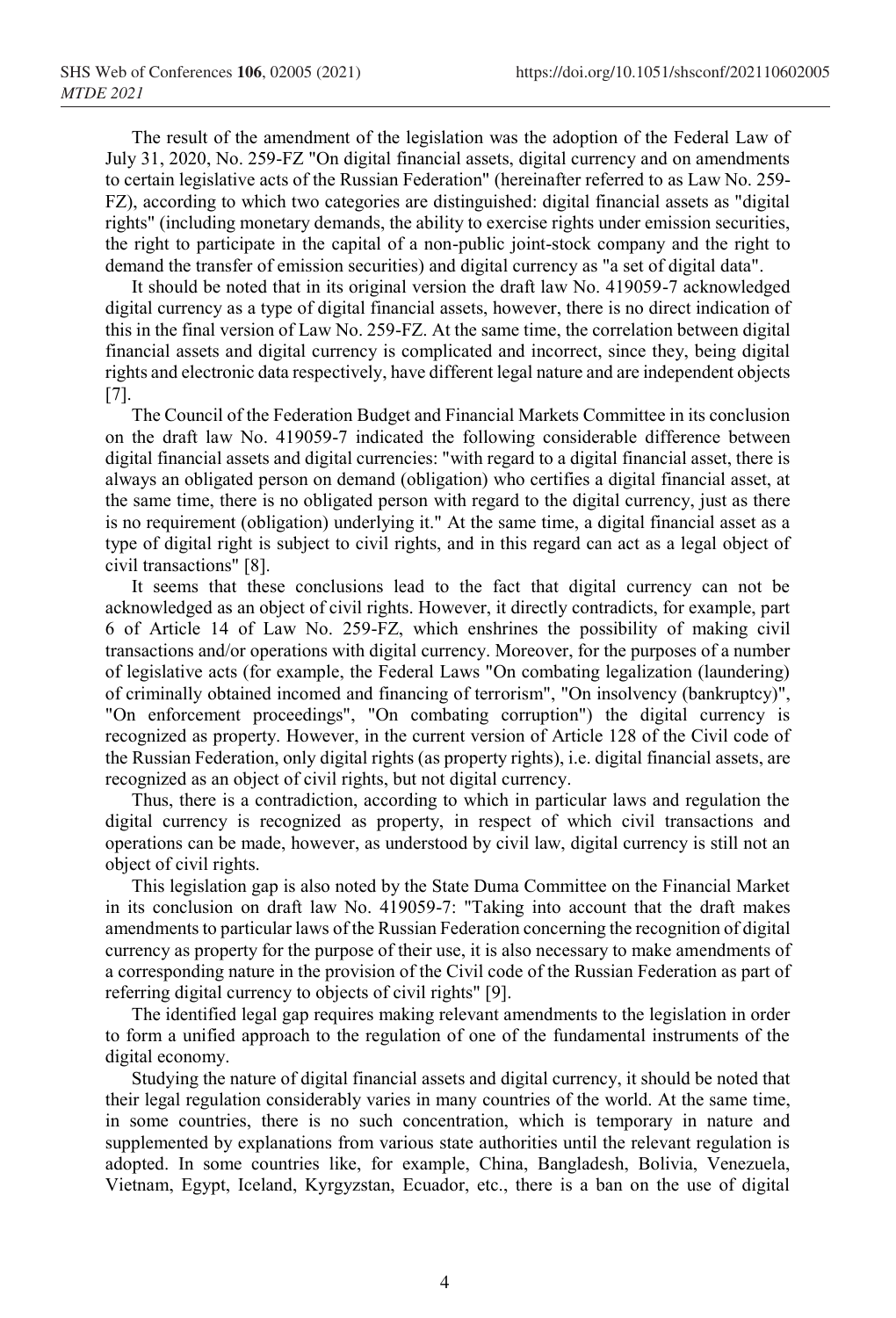The result of the amendment of the legislation was the adoption of the Federal Law of July 31, 2020, No. 259-FZ "On digital financial assets, digital currency and on amendments to certain legislative acts of the Russian Federation" (hereinafter referred to as Law No. 259-FZ), according to which two categories are distinguished: digital financial assets as "digital rights" (including monetary demands, the ability to exercise rights under emission securities, the right to participate in the capital of a non-public joint-stock company and the right to demand the transfer of emission securities) and digital currency as "a set of digital data".

It should be noted that in its original version the draft law No. 419059-7 acknowledged digital currency as a type of digital financial assets, however, there is no direct indication of this in the final version of Law No. 259-FZ. At the same time, the correlation between digital financial assets and digital currency is complicated and incorrect, since they, being digital rights and electronic data respectively, have different legal nature and are independent objects [7].

The Council of the Federation Budget and Financial Markets Committee in its conclusion on the draft law No. 419059-7 indicated the following considerable difference between digital financial assets and digital currencies: "with regard to a digital financial asset, there is always an obligated person on demand (obligation) who certifies a digital financial asset, at the same time, there is no obligated person with regard to the digital currency, just as there is no requirement (obligation) underlying it." At the same time, a digital financial asset as a type of digital right is subject to civil rights, and in this regard can act as a legal object of civil transactions" [8].

It seems that these conclusions lead to the fact that digital currency can not be acknowledged as an object of civil rights. However, it directly contradicts, for example, part 6 of Article 14 of Law No. 259-FZ, which enshrines the possibility of making civil transactions and/or operations with digital currency. Moreover, for the purposes of a number of legislative acts (for example, the Federal Laws "On combating legalization (laundering) of criminally obtained incomed and financing of terrorism", "On insolvency (bankruptcy)", "On enforcement proceedings", "On combating corruption") the digital currency is recognized as property. However, in the current version of Article 128 of the Civil code of the Russian Federation, only digital rights (as property rights), i.e. digital financial assets, are recognized as an object of civil rights, but not digital currency.

Thus, there is a contradiction, according to which in particular laws and regulation the digital currency is recognized as property, in respect of which civil transactions and operations can be made, however, as understood by civil law, digital currency is still not an object of civil rights.

This legislation gap is also noted by the State Duma Committee on the Financial Market in its conclusion on draft law No. 419059-7: "Taking into account that the draft makes amendments to particular laws of the Russian Federation concerning the recognition of digital currency as property for the purpose of their use, it is also necessary to make amendments of a corresponding nature in the provision of the Civil code of the Russian Federation as part of referring digital currency to objects of civil rights" [9].

The identified legal gap requires making relevant amendments to the legislation in order to form a unified approach to the regulation of one of the fundamental instruments of the digital economy.

Studying the nature of digital financial assets and digital currency, it should be noted that their legal regulation considerably varies in many countries of the world. At the same time, in some countries, there is no such concentration, which is temporary in nature and supplemented by explanations from various state authorities until the relevant regulation is adopted. In some countries like, for example, China, Bangladesh, Bolivia, Venezuela, Vietnam, Egypt, Iceland, Kyrgyzstan, Ecuador, etc., there is a ban on the use of digital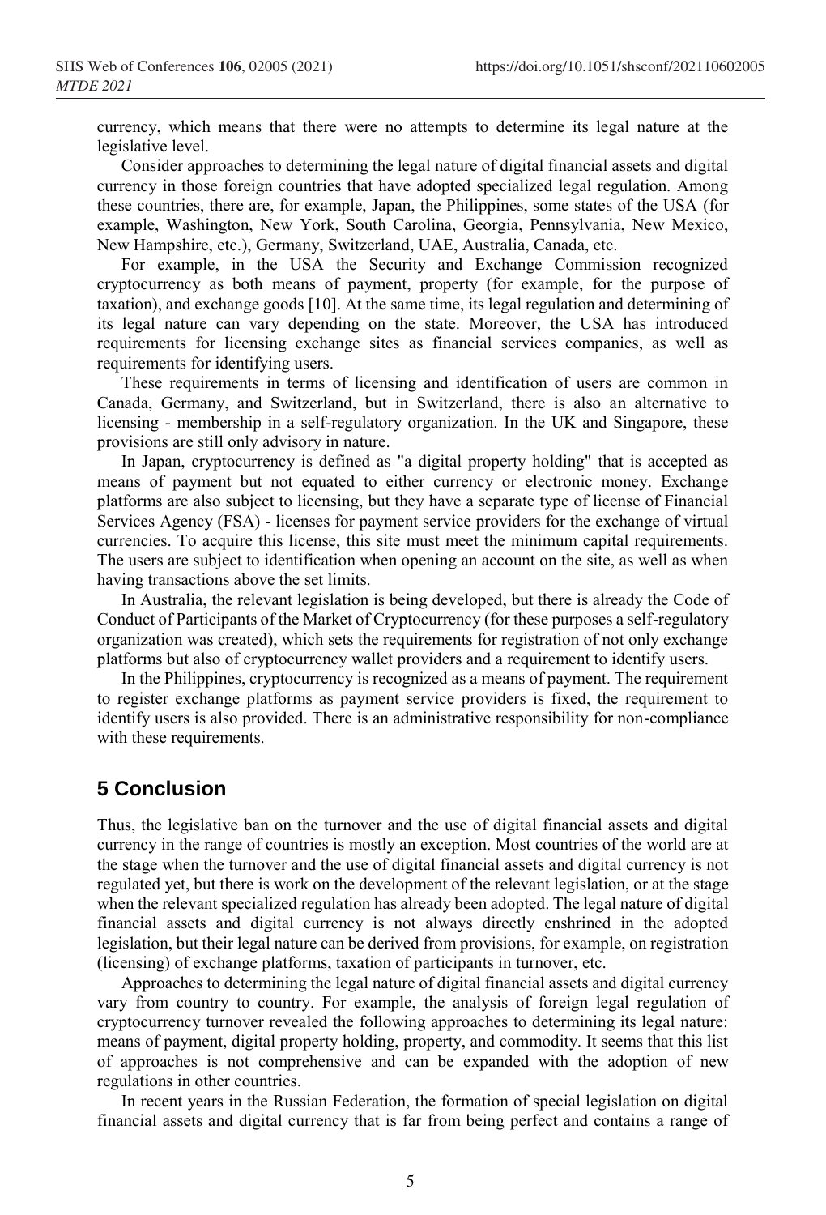currency, which means that there were no attempts to determine its legal nature at the legislative level.

Consider approaches to determining the legal nature of digital financial assets and digital currency in those foreign countries that have adopted specialized legal regulation. Among these countries, there are, for example, Japan, the Philippines, some states of the USA (for example, Washington, New York, South Carolina, Georgia, Pennsylvania, New Mexico, New Hampshire, etc.), Germany, Switzerland, UAE, Australia, Canada, etc.

For example, in the USA the Security and Exchange Commission recognized cryptocurrency as both means of payment, property (for example, for the purpose of taxation), and exchange goods [10]. At the same time, its legal regulation and determining of its legal nature can vary depending on the state. Moreover, the USA has introduced requirements for licensing exchange sites as financial services companies, as well as requirements for identifying users.

These requirements in terms of licensing and identification of users are common in Canada, Germany, and Switzerland, but in Switzerland, there is also an alternative to licensing - membership in a self-regulatory organization. In the UK and Singapore, these provisions are still only advisory in nature.

In Japan, cryptocurrency is defined as "a digital property holding" that is accepted as means of payment but not equated to either currency or electronic money. Exchange platforms are also subject to licensing, but they have a separate type of license of Financial Services Agency (FSA) - licenses for payment service providers for the exchange of virtual currencies. To acquire this license, this site must meet the minimum capital requirements. The users are subject to identification when opening an account on the site, as well as when having transactions above the set limits.

In Australia, the relevant legislation is being developed, but there is already the Code of Conduct of Participants of the Market of Cryptocurrency (for these purposes a self-regulatory organization was created), which sets the requirements for registration of not only exchange platforms but also of cryptocurrency wallet providers and a requirement to identify users.

In the Philippines, cryptocurrency is recognized as a means of payment. The requirement to register exchange platforms as payment service providers is fixed, the requirement to identify users is also provided. There is an administrative responsibility for non-compliance with these requirements.

## 5 Conclusion

Thus, the legislative ban on the turnover and the use of digital financial assets and digital currency in the range of countries is mostly an exception. Most countries of the world are at the stage when the turnover and the use of digital financial assets and digital currency is not regulated yet, but there is work on the development of the relevant legislation, or at the stage when the relevant specialized regulation has already been adopted. The legal nature of digital financial assets and digital currency is not always directly enshrined in the adopted legislation, but their legal nature can be derived from provisions, for example, on registration (licensing) of exchange platforms, taxation of participants in turnover, etc.

Approaches to determining the legal nature of digital financial assets and digital currency vary from country to country. For example, the analysis of foreign legal regulation of cryptocurrency turnover revealed the following approaches to determining its legal nature: means of payment, digital property holding, property, and commodity. It seems that this list of approaches is not comprehensive and can be expanded with the adoption of new regulations in other countries.

In recent years in the Russian Federation, the formation of special legislation on digital financial assets and digital currency that is far from being perfect and contains a range of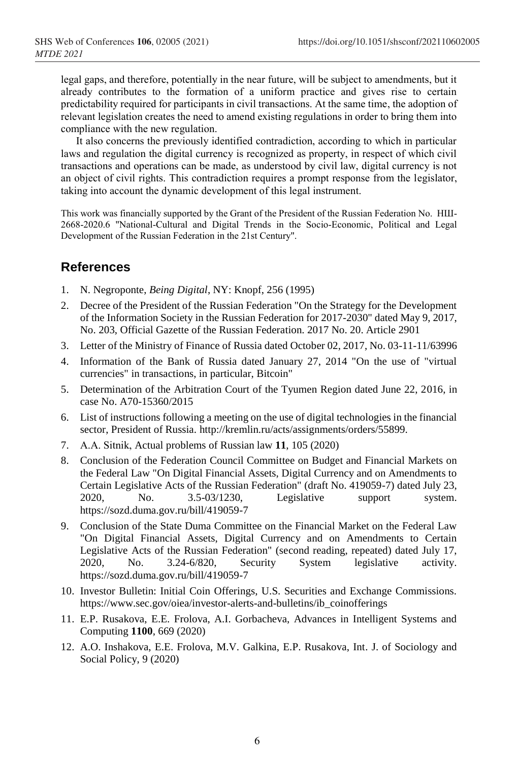legal gaps, and therefore, potentially in the near future, will be subject to amendments, but it already contributes to the formation of a uniform practice and gives rise to certain predictability required for participants in civil transactions. At the same time, the adoption of relevant legislation creates the need to amend existing regulations in order to bring them into compliance with the new regulation.

It also concerns the previously identified contradiction, according to which in particular laws and regulation the digital currency is recognized as property, in respect of which civil transactions and operations can be made, as understood by civil law, digital currency is not an object of civil rights. This contradiction requires a prompt response from the legislator, taking into account the dynamic development of this legal instrument.

This work was financially supported by the Grant of the President of the Russian Federation No. НШ-2668-2020.6 "National-Cultural and Digital Trends in the Socio-Economic, Political and Legal Development of the Russian Federation in the 21st Century".

## References

1. N. Negroponte, *Being Digital*, NY: Knopf, 256 (1995)
2. Decree of the President of the Russian Federation "On the Strategy for the Development of the Information Society in the Russian Federation for 2017-2030" dated May 9, 2017, No. 203, Official Gazette of the Russian Federation. 2017 No. 20. Article 2901
3. Letter of the Ministry of Finance of Russia dated October 02, 2017, No. 03-11-11/63996
4. Information of the Bank of Russia dated January 27, 2014 "On the use of "virtual currencies" in transactions, in particular, Bitcoin"
5. Determination of the Arbitration Court of the Tyumen Region dated June 22, 2016, in case No. A70-15360/2015
6. List of instructions following a meeting on the use of digital technologies in the financial sector, President of Russia. http://kremlin.ru/acts/assignments/orders/55899.
7. A.A. Sitnik, Actual problems of Russian law **11**, 105 (2020)
8. Conclusion of the Federation Council Committee on Budget and Financial Markets on the Federal Law "On Digital Financial Assets, Digital Currency and on Amendments to Certain Legislative Acts of the Russian Federation" (draft No. 419059-7) dated July 23, 2020, No. 3.5-03/1230, Legislative support system. https://sozd.duma.gov.ru/bill/419059-7
9. Conclusion of the State Duma Committee on the Financial Market on the Federal Law "On Digital Financial Assets, Digital Currency and on Amendments to Certain Legislative Acts of the Russian Federation" (second reading, repeated) dated July 17, 2020, No. 3.24-6/820, Security System legislative activity. https://sozd.duma.gov.ru/bill/419059-7
10. Investor Bulletin: Initial Coin Offerings, U.S. Securities and Exchange Commissions. https://www.sec.gov/oiea/investor-alerts-and-bulletins/ib_coinofferings
11. E.P. Rusakova, E.E. Frolova, A.I. Gorbacheva, Advances in Intelligent Systems and Computing **1100**, 669 (2020)
12. A.O. Inshakova, E.E. Frolova, M.V. Galkina, E.P. Rusakova, Int. J. of Sociology and Social Policy, 9 (2020)